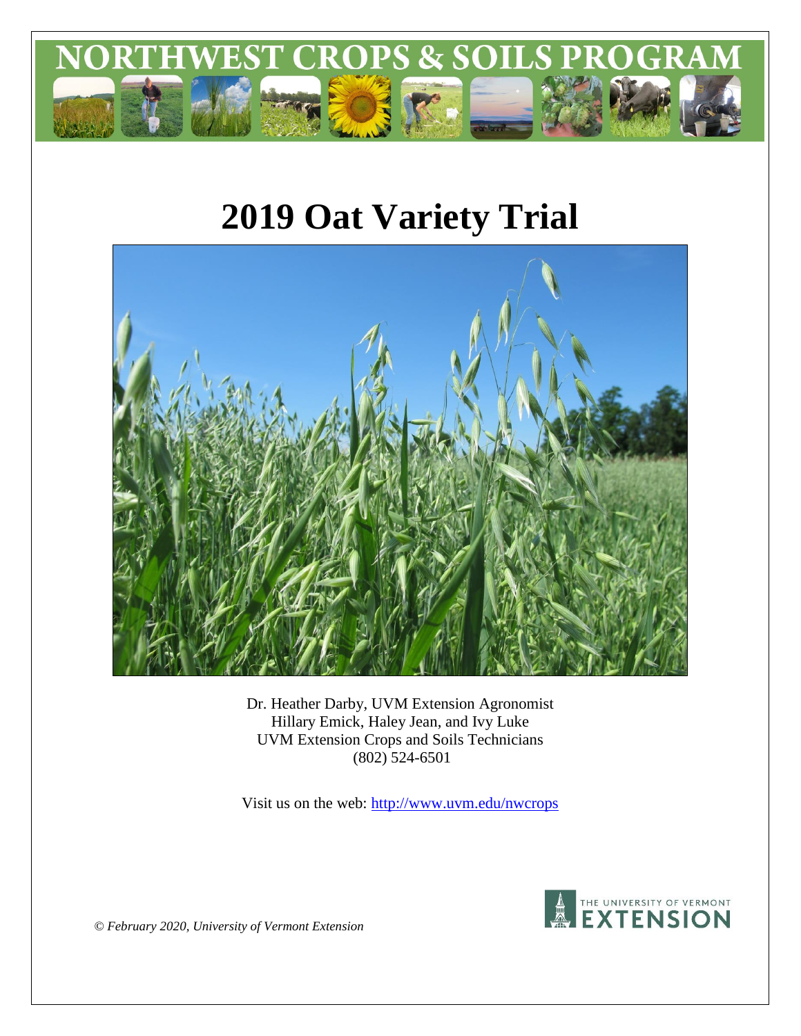NORTHWEST CROPS & SOILS PROGRAM

# 2019 Oat Variety Trial

Dr. Heather Darby, UVM Extension Agronomist
Hillary Emick, Haley Jean, and Ivy Luke
UVM Extension Crops and Soils Technicians
(802) 524-6501

Visit us on the web: http://www.uvm.edu/nwcrops

*© February 2020, University of Vermont Extension*

THE UNIVERSITY OF VERMONT EXTENSION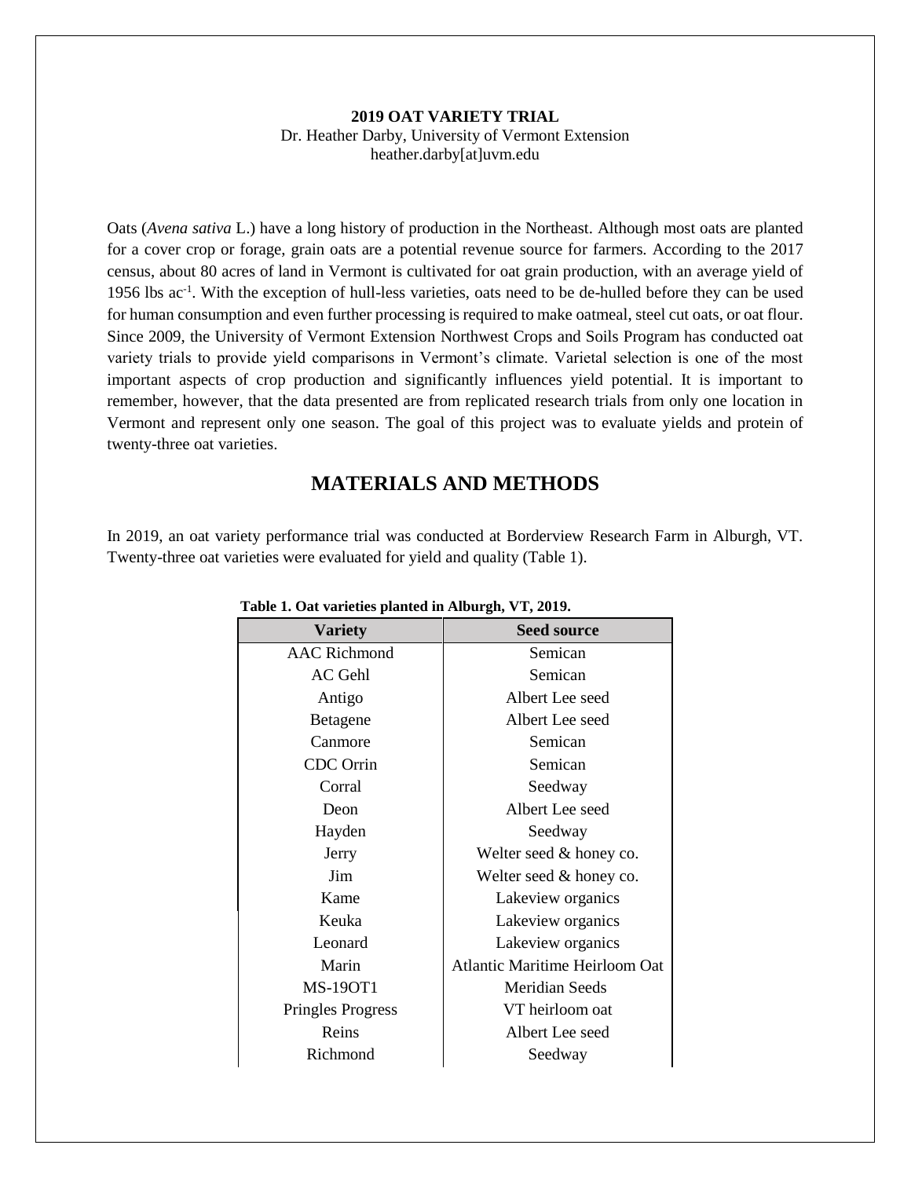**2019 OAT VARIETY TRIAL**
Dr. Heather Darby, University of Vermont Extension
heather.darby[at]uvm.edu

Oats (*Avena sativa* L.) have a long history of production in the Northeast. Although most oats are planted for a cover crop or forage, grain oats are a potential revenue source for farmers. According to the 2017 census, about 80 acres of land in Vermont is cultivated for oat grain production, with an average yield of 1956 lbs $ac^{-1}$. With the exception of hull-less varieties, oats need to be de-hulled before they can be used for human consumption and even further processing is required to make oatmeal, steel cut oats, or oat flour. Since 2009, the University of Vermont Extension Northwest Crops and Soils Program has conducted oat variety trials to provide yield comparisons in Vermont's climate. Varietal selection is one of the most important aspects of crop production and significantly influences yield potential. It is important to remember, however, that the data presented are from replicated research trials from only one location in Vermont and represent only one season. The goal of this project was to evaluate yields and protein of twenty-three oat varieties.

## MATERIALS AND METHODS

In 2019, an oat variety performance trial was conducted at Borderview Research Farm in Alburgh, VT. Twenty-three oat varieties were evaluated for yield and quality (Table 1).

**Table 1. Oat varieties planted in Alburgh, VT, 2019.**

| Variety | Seed source |
|---|---|
| AAC Richmond | Semican |
| AC Gehl | Semican |
| Antigo | Albert Lee seed |
| Betagene | Albert Lee seed |
| Canmore | Semican |
| CDC Orrin | Semican |
| Corral | Seedway |
| Deon | Albert Lee seed |
| Hayden | Seedway |
| Jerry | Welter seed & honey co. |
| Jim | Welter seed & honey co. |
| Kame | Lakeview organics |
| Keuka | Lakeview organics |
| Leonard | Lakeview organics |
| Marin | Atlantic Maritime Heirloom Oat |
| MS-19OT1 | Meridian Seeds |
| Pringles Progress | VT heirloom oat |
| Reins | Albert Lee seed |
| Richmond | Seedway |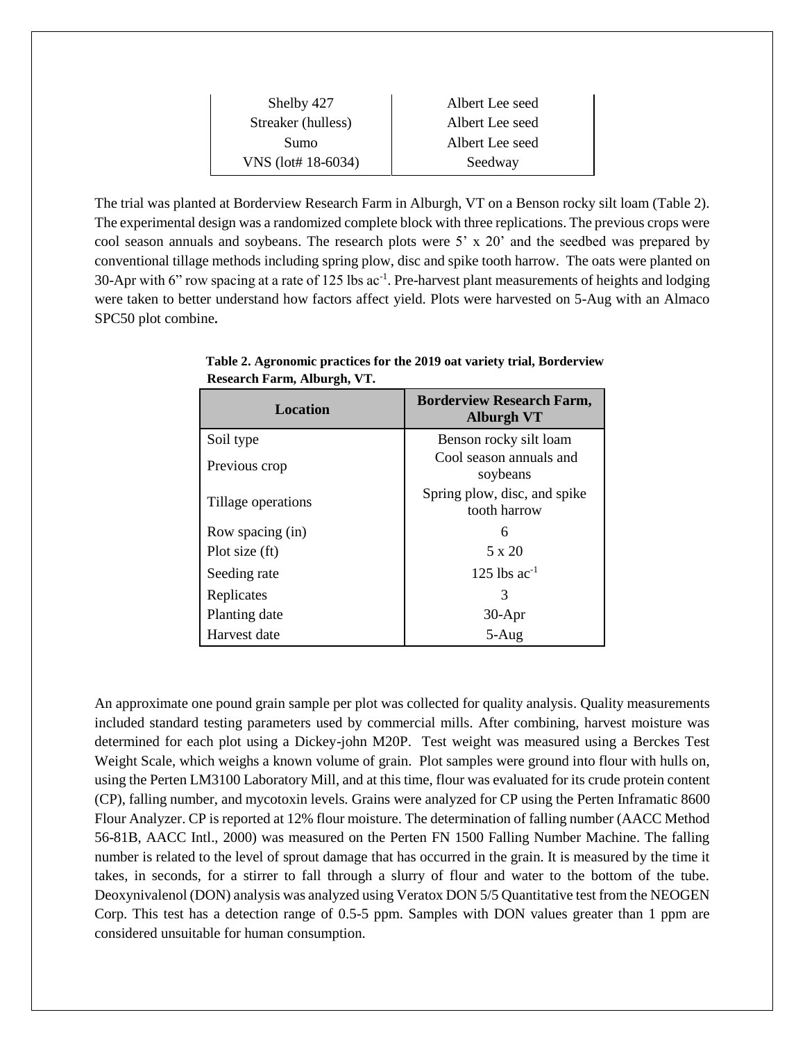| Shelby 427 | Albert Lee seed |
|---|---|
| Streaker (hulless) | Albert Lee seed |
| Sumo | Albert Lee seed |
| VNS (lot# 18-6034) | Seedway |

The trial was planted at Borderview Research Farm in Alburgh, VT on a Benson rocky silt loam (Table 2). The experimental design was a randomized complete block with three replications. The previous crops were cool season annuals and soybeans. The research plots were 5' x 20' and the seedbed was prepared by conventional tillage methods including spring plow, disc and spike tooth harrow. The oats were planted on 30-Apr with 6" row spacing at a rate of 125 lbs ac$^{-1}$. Pre-harvest plant measurements of heights and lodging were taken to better understand how factors affect yield. Plots were harvested on 5-Aug with an Almaco SPC50 plot combine.

**Table 2. Agronomic practices for the 2019 oat variety trial, Borderview Research Farm, Alburgh, VT.**

| Location | Borderview Research Farm, Alburgh VT |
|---|---|
| Soil type | Benson rocky silt loam |
| Previous crop | Cool season annuals and soybeans |
| Tillage operations | Spring plow, disc, and spike tooth harrow |
| Row spacing (in) | 6 |
| Plot size (ft) | 5 x 20 |
| Seeding rate | 125 lbs ac$^{-1}$ |
| Replicates | 3 |
| Planting date | 30-Apr |
| Harvest date | 5-Aug |

An approximate one pound grain sample per plot was collected for quality analysis. Quality measurements included standard testing parameters used by commercial mills. After combining, harvest moisture was determined for each plot using a Dickey-john M20P. Test weight was measured using a Berckes Test Weight Scale, which weighs a known volume of grain. Plot samples were ground into flour with hulls on, using the Perten LM3100 Laboratory Mill, and at this time, flour was evaluated for its crude protein content (CP), falling number, and mycotoxin levels. Grains were analyzed for CP using the Perten Inframatic 8600 Flour Analyzer. CP is reported at 12% flour moisture. The determination of falling number (AACC Method 56-81B, AACC Intl., 2000) was measured on the Perten FN 1500 Falling Number Machine. The falling number is related to the level of sprout damage that has occurred in the grain. It is measured by the time it takes, in seconds, for a stirrer to fall through a slurry of flour and water to the bottom of the tube. Deoxynivalenol (DON) analysis was analyzed using Veratox DON 5/5 Quantitative test from the NEOGEN Corp. This test has a detection range of 0.5-5 ppm. Samples with DON values greater than 1 ppm are considered unsuitable for human consumption.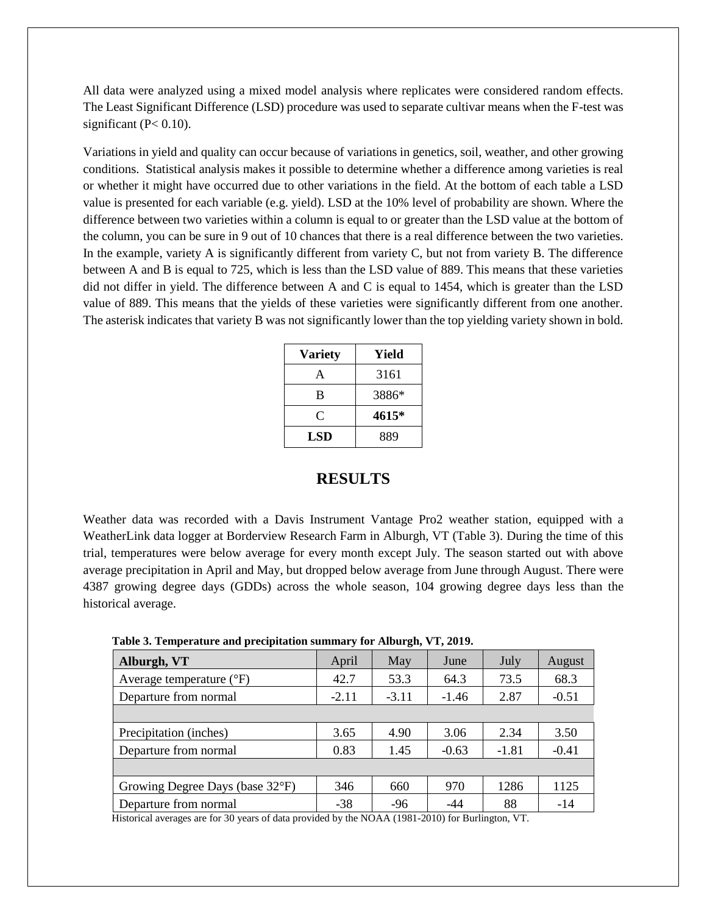All data were analyzed using a mixed model analysis where replicates were considered random effects. The Least Significant Difference (LSD) procedure was used to separate cultivar means when the F-test was significant ($P < 0.10$).

Variations in yield and quality can occur because of variations in genetics, soil, weather, and other growing conditions. Statistical analysis makes it possible to determine whether a difference among varieties is real or whether it might have occurred due to other variations in the field. At the bottom of each table a LSD value is presented for each variable (e.g. yield). LSD at the 10% level of probability are shown. Where the difference between two varieties within a column is equal to or greater than the LSD value at the bottom of the column, you can be sure in 9 out of 10 chances that there is a real difference between the two varieties. In the example, variety A is significantly different from variety C, but not from variety B. The difference between A and B is equal to 725, which is less than the LSD value of 889. This means that these varieties did not differ in yield. The difference between A and C is equal to 1454, which is greater than the LSD value of 889. This means that the yields of these varieties were significantly different from one another. The asterisk indicates that variety B was not significantly lower than the top yielding variety shown in bold.

| Variety | Yield |
|---|---|
| A | 3161 |
| B | 3886* |
| C | **4615*** |
| **LSD** | 889 |

# RESULTS

Weather data was recorded with a Davis Instrument Vantage Pro2 weather station, equipped with a WeatherLink data logger at Borderview Research Farm in Alburgh, VT (Table 3). During the time of this trial, temperatures were below average for every month except July. The season started out with above average precipitation in April and May, but dropped below average from June through August. There were 4387 growing degree days (GDDs) across the whole season, 104 growing degree days less than the historical average.

**Table 3. Temperature and precipitation summary for Alburgh, VT, 2019.**

| **Alburgh, VT** | April | May | June | July | August |
|---|---|---|---|---|---|
| Average temperature (°F) | 42.7 | 53.3 | 64.3 | 73.5 | 68.3 |
| Departure from normal | -2.11 | -3.11 | -1.46 | 2.87 | -0.51 |
| | | | | | |
| Precipitation (inches) | 3.65 | 4.90 | 3.06 | 2.34 | 3.50 |
| Departure from normal | 0.83 | 1.45 | -0.63 | -1.81 | -0.41 |
| | | | | | |
| Growing Degree Days (base 32°F) | 346 | 660 | 970 | 1286 | 1125 |
| Departure from normal | -38 | -96 | -44 | 88 | -14 |

Historical averages are for 30 years of data provided by the NOAA (1981-2010) for Burlington, VT.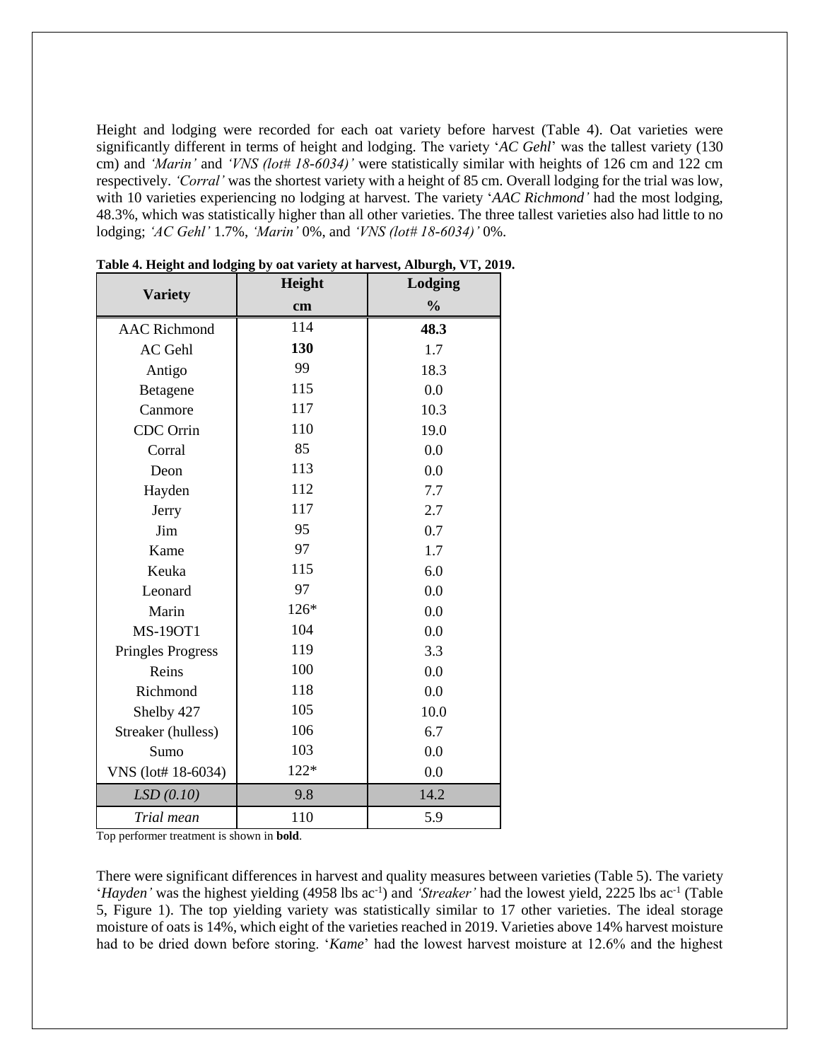Height and lodging were recorded for each oat variety before harvest (Table 4). Oat varieties were significantly different in terms of height and lodging. The variety '*AC Gehl*' was the tallest variety (130 cm) and *'Marin'* and *'VNS (lot# 18-6034)'* were statistically similar with heights of 126 cm and 122 cm respectively. *'Corral'* was the shortest variety with a height of 85 cm. Overall lodging for the trial was low, with 10 varieties experiencing no lodging at harvest. The variety '*AAC Richmond'* had the most lodging, 48.3%, which was statistically higher than all other varieties. The three tallest varieties also had little to no lodging; *'AC Gehl'* 1.7%, *'Marin'* 0%, and *'VNS (lot# 18-6034)'* 0%.

**Table 4. Height and lodging by oat variety at harvest, Alburgh, VT, 2019.**

| Variety | Height | Lodging |
|---|---|---|
| | cm | % |
| AAC Richmond | 114 | **48.3** |
| AC Gehl | **130** | 1.7 |
| Antigo | 99 | 18.3 |
| Betagene | 115 | 0.0 |
| Canmore | 117 | 10.3 |
| CDC Orrin | 110 | 19.0 |
| Corral | 85 | 0.0 |
| Deon | 113 | 0.0 |
| Hayden | 112 | 7.7 |
| Jerry | 117 | 2.7 |
| Jim | 95 | 0.7 |
| Kame | 97 | 1.7 |
| Keuka | 115 | 6.0 |
| Leonard | 97 | 0.0 |
| Marin | 126* | 0.0 |
| MS-19OT1 | 104 | 0.0 |
| Pringles Progress | 119 | 3.3 |
| Reins | 100 | 0.0 |
| Richmond | 118 | 0.0 |
| Shelby 427 | 105 | 10.0 |
| Streaker (hulless) | 106 | 6.7 |
| Sumo | 103 | 0.0 |
| VNS (lot# 18-6034) | 122* | 0.0 |
| *LSD (0.10)* | 9.8 | 14.2 |
| *Trial mean* | 110 | 5.9 |

Top performer treatment is shown in **bold**.

There were significant differences in harvest and quality measures between varieties (Table 5). The variety '*Hayden'* was the highest yielding (4958 lbs ac$^{-1}$) and *'Streaker'* had the lowest yield, 2225 lbs ac$^{-1}$ (Table 5, Figure 1). The top yielding variety was statistically similar to 17 other varieties. The ideal storage moisture of oats is 14%, which eight of the varieties reached in 2019. Varieties above 14% harvest moisture had to be dried down before storing. '*Kame*' had the lowest harvest moisture at 12.6% and the highest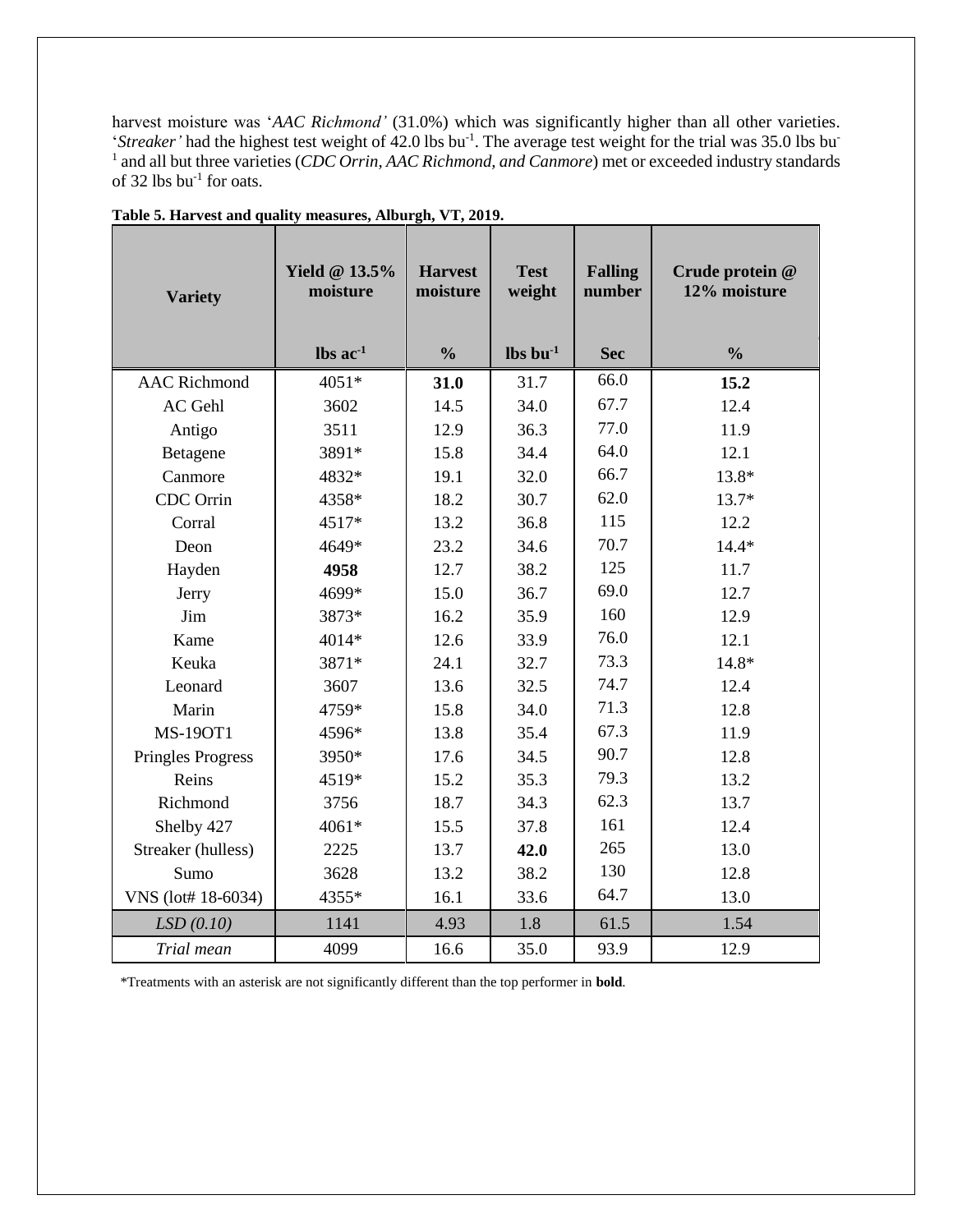harvest moisture was '*AAC Richmond'* (31.0%) which was significantly higher than all other varieties. '*Streaker'* had the highest test weight of 42.0 lbs $bu^{-1}$. The average test weight for the trial was 35.0 lbs $bu^{-1}$ and all but three varieties (*CDC Orrin, AAC Richmond, and Canmore*) met or exceeded industry standards of 32 lbs $bu^{-1}$ for oats.

**Table 5. Harvest and quality measures, Alburgh, VT, 2019.**

| Variety | Yield @ 13.5% moisture | Harvest moisture | Test weight | Falling number | Crude protein @ 12% moisture |
|---|---|---|---|---|---|
| | lbs $ac^{-1}$ | % | lbs $bu^{-1}$ | Sec | % |
| AAC Richmond | 4051* | **31.0** | 31.7 | 66.0 | **15.2** |
| AC Gehl | 3602 | 14.5 | 34.0 | 67.7 | 12.4 |
| Antigo | 3511 | 12.9 | 36.3 | 77.0 | 11.9 |
| Betagene | 3891* | 15.8 | 34.4 | 64.0 | 12.1 |
| Canmore | 4832* | 19.1 | 32.0 | 66.7 | 13.8* |
| CDC Orrin | 4358* | 18.2 | 30.7 | 62.0 | 13.7* |
| Corral | 4517* | 13.2 | 36.8 | 115 | 12.2 |
| Deon | 4649* | 23.2 | 34.6 | 70.7 | 14.4* |
| Hayden | **4958** | 12.7 | 38.2 | 125 | 11.7 |
| Jerry | 4699* | 15.0 | 36.7 | 69.0 | 12.7 |
| Jim | 3873* | 16.2 | 35.9 | 160 | 12.9 |
| Kame | 4014* | 12.6 | 33.9 | 76.0 | 12.1 |
| Keuka | 3871* | 24.1 | 32.7 | 73.3 | 14.8* |
| Leonard | 3607 | 13.6 | 32.5 | 74.7 | 12.4 |
| Marin | 4759* | 15.8 | 34.0 | 71.3 | 12.8 |
| MS-19OT1 | 4596* | 13.8 | 35.4 | 67.3 | 11.9 |
| Pringles Progress | 3950* | 17.6 | 34.5 | 90.7 | 12.8 |
| Reins | 4519* | 15.2 | 35.3 | 79.3 | 13.2 |
| Richmond | 3756 | 18.7 | 34.3 | 62.3 | 13.7 |
| Shelby 427 | 4061* | 15.5 | 37.8 | 161 | 12.4 |
| Streaker (hulless) | 2225 | 13.7 | **42.0** | 265 | 13.0 |
| Sumo | 3628 | 13.2 | 38.2 | 130 | 12.8 |
| VNS (lot# 18-6034) | 4355* | 16.1 | 33.6 | 64.7 | 13.0 |
| *LSD (0.10)* | 1141 | 4.93 | 1.8 | 61.5 | 1.54 |
| *Trial mean* | 4099 | 16.6 | 35.0 | 93.9 | 12.9 |

*Treatments with an asterisk are not significantly different than the top performer in **bold**.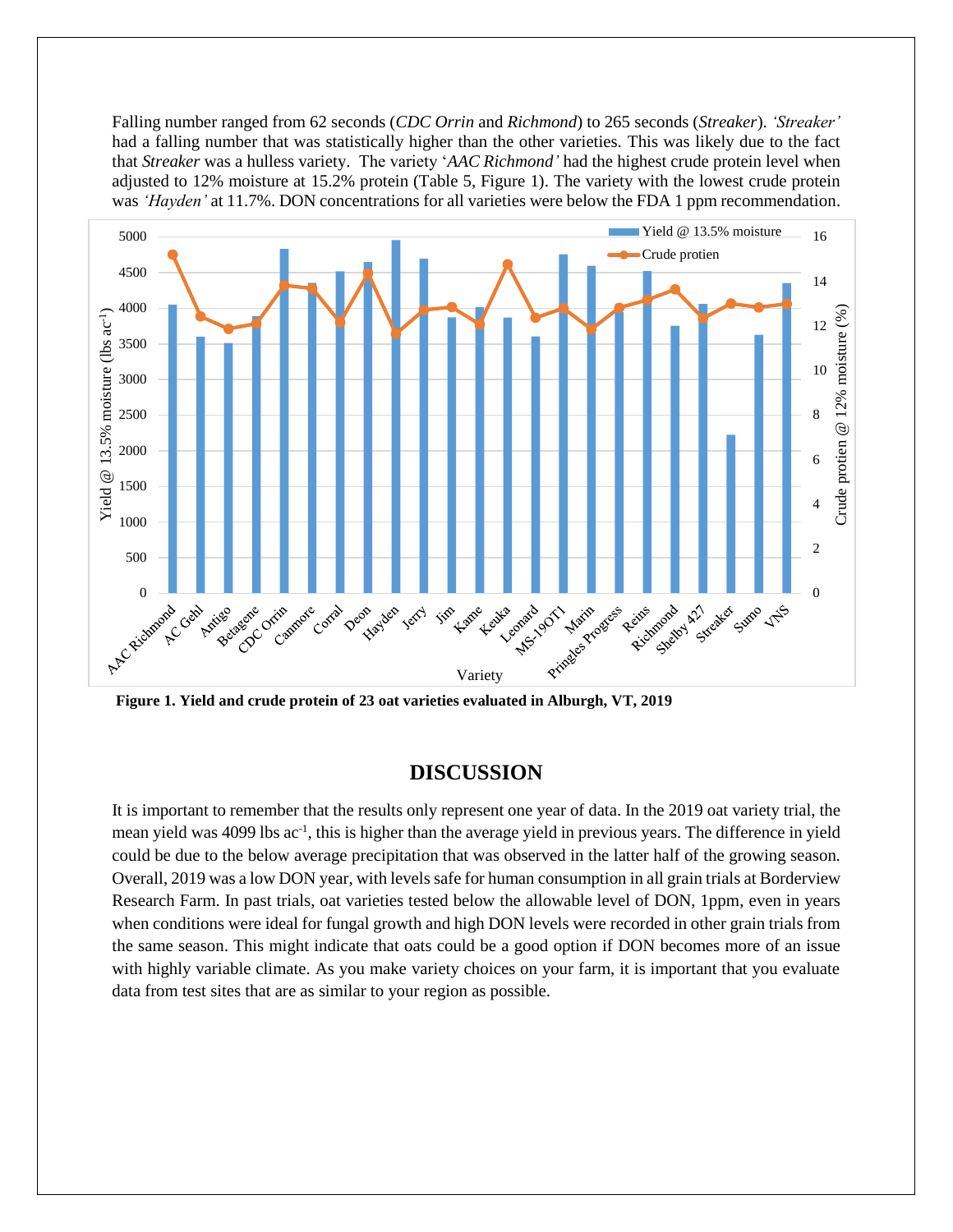Falling number ranged from 62 seconds (*CDC Orrin* and *Richmond*) to 265 seconds (*Streaker*). *'Streaker'* had a falling number that was statistically higher than the other varieties. This was likely due to the fact that *Streaker* was a hulless variety. The variety '*AAC Richmond'* had the highest crude protein level when adjusted to 12% moisture at 15.2% protein (Table 5, Figure 1). The variety with the lowest crude protein was *'Hayden'* at 11.7%. DON concentrations for all varieties were below the FDA 1 ppm recommendation.

**Figure 1. Yield and crude protein of 23 oat varieties evaluated in Alburgh, VT, 2019**

## DISCUSSION

It is important to remember that the results only represent one year of data. In the 2019 oat variety trial, the mean yield was 4099 lbs ac$^{-1}$, this is higher than the average yield in previous years. The difference in yield could be due to the below average precipitation that was observed in the latter half of the growing season. Overall, 2019 was a low DON year, with levels safe for human consumption in all grain trials at Borderview Research Farm. In past trials, oat varieties tested below the allowable level of DON, 1ppm, even in years when conditions were ideal for fungal growth and high DON levels were recorded in other grain trials from the same season. This might indicate that oats could be a good option if DON becomes more of an issue with highly variable climate. As you make variety choices on your farm, it is important that you evaluate data from test sites that are as similar to your region as possible.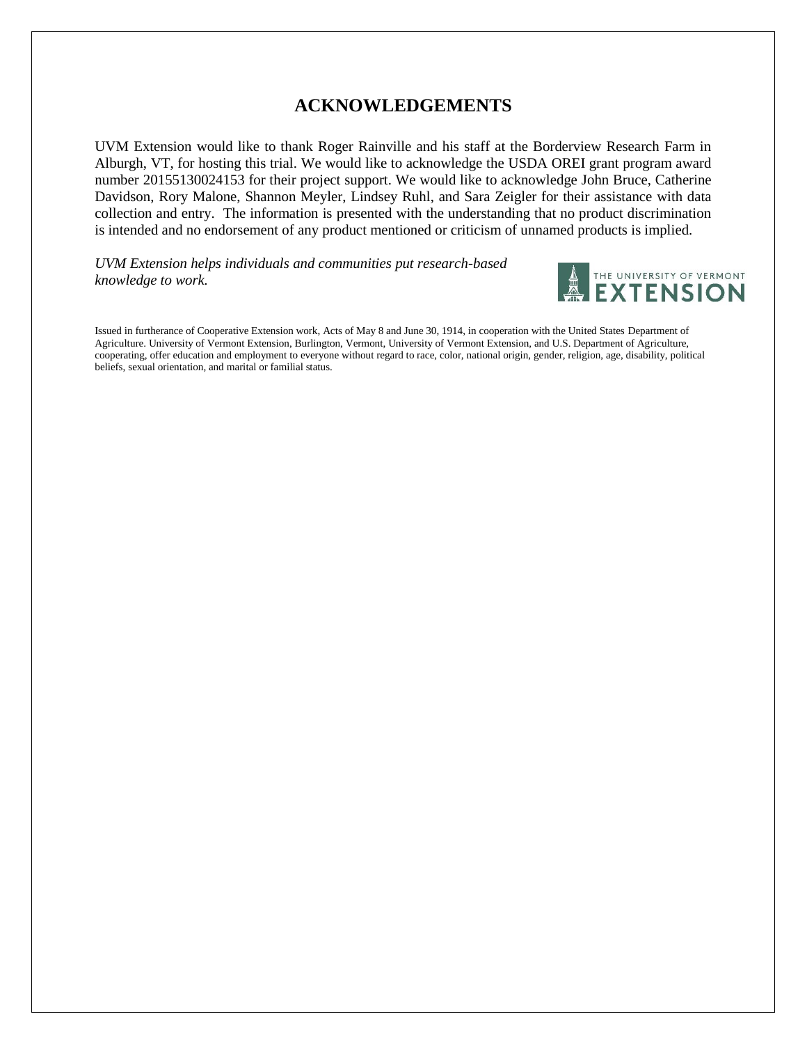# ACKNOWLEDGEMENTS

UVM Extension would like to thank Roger Rainville and his staff at the Borderview Research Farm in Alburgh, VT, for hosting this trial. We would like to acknowledge the USDA OREI grant program award number 20155130024153 for their project support. We would like to acknowledge John Bruce, Catherine Davidson, Rory Malone, Shannon Meyler, Lindsey Ruhl, and Sara Zeigler for their assistance with data collection and entry. The information is presented with the understanding that no product discrimination is intended and no endorsement of any product mentioned or criticism of unnamed products is implied.

*UVM Extension helps individuals and communities put research-based knowledge to work.*

THE UNIVERSITY OF VERMONT EXTENSION

Issued in furtherance of Cooperative Extension work, Acts of May 8 and June 30, 1914, in cooperation with the United States Department of Agriculture. University of Vermont Extension, Burlington, Vermont, University of Vermont Extension, and U.S. Department of Agriculture, cooperating, offer education and employment to everyone without regard to race, color, national origin, gender, religion, age, disability, political beliefs, sexual orientation, and marital or familial status.